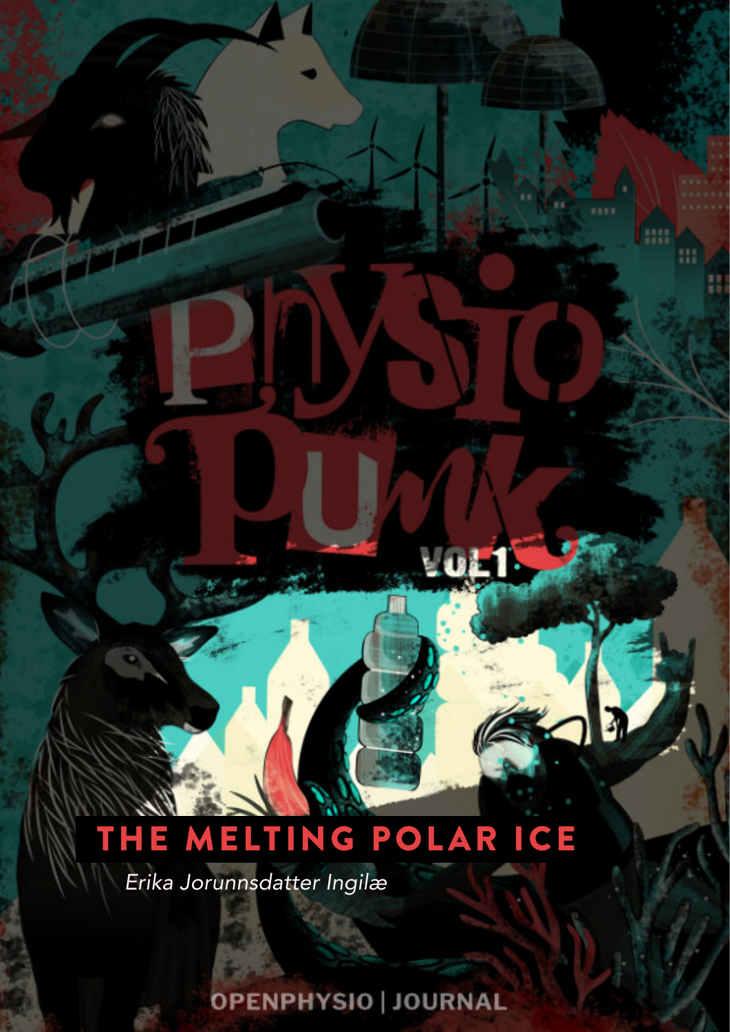# PhysioPunk

VOL1

## THE MELTING POLAR ICE

*Erika Jorunnsdatter Ingilæ*

OPENPHYSIO | JOURNAL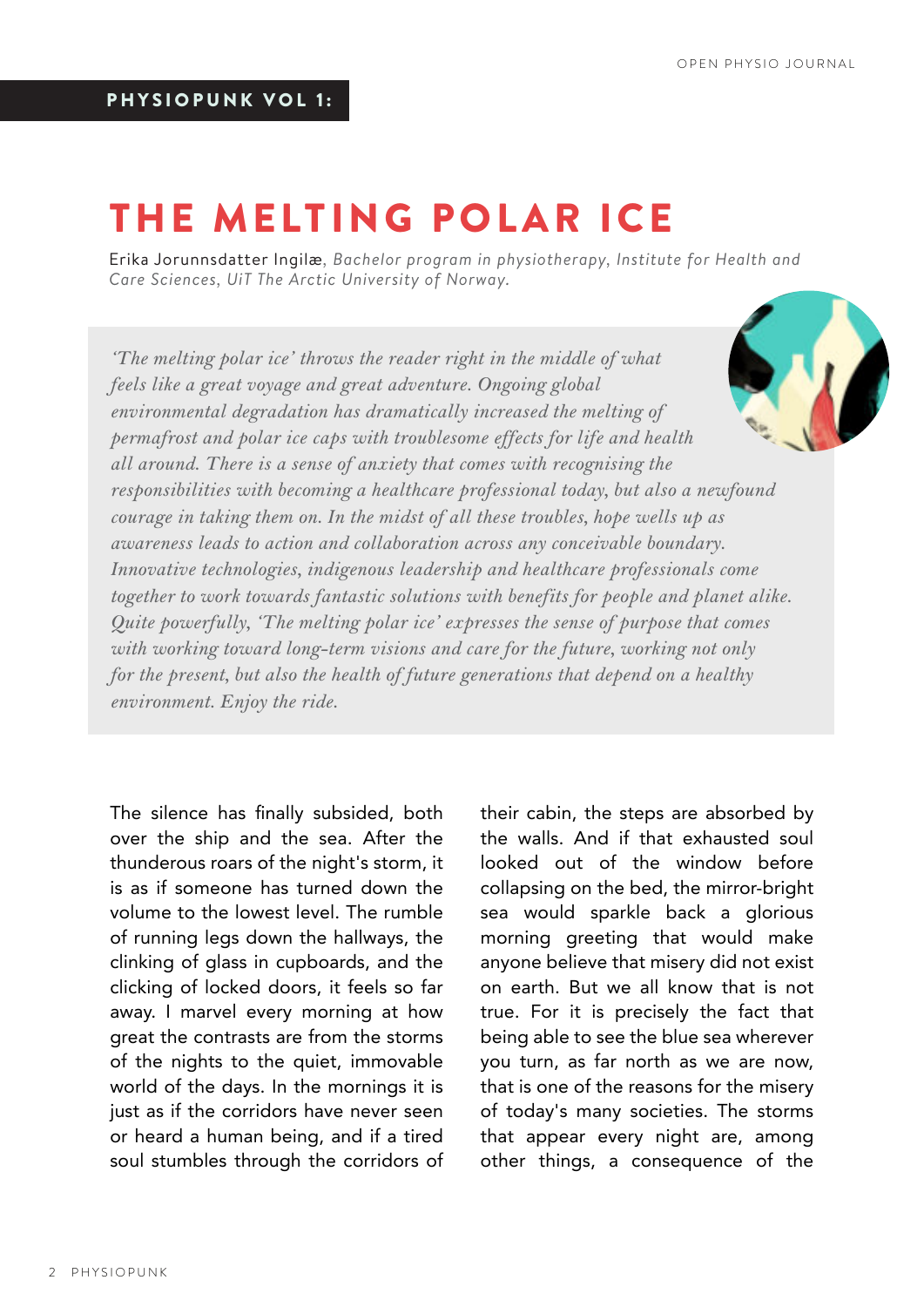**PHYSIOPUNK VOL 1:**

# THE MELTING POLAR ICE

Erika Jorunnsdatter Ingilæ, *Bachelor program in physiotherapy, Institute for Health and Care Sciences, UiT The Arctic University of Norway.*

> *'The melting polar ice' throws the reader right in the middle of what feels like a great voyage and great adventure. Ongoing global environmental degradation has dramatically increased the melting of permafrost and polar ice caps with troublesome effects for life and health all around. There is a sense of anxiety that comes with recognising the responsibilities with becoming a healthcare professional today, but also a newfound courage in taking them on. In the midst of all these troubles, hope wells up as awareness leads to action and collaboration across any conceivable boundary. Innovative technologies, indigenous leadership and healthcare professionals come together to work towards fantastic solutions with benefits for people and planet alike. Quite powerfully, 'The melting polar ice' expresses the sense of purpose that comes with working toward long-term visions and care for the future, working not only for the present, but also the health of future generations that depend on a healthy environment. Enjoy the ride.*

The silence has finally subsided, both over the ship and the sea. After the thunderous roars of the night's storm, it is as if someone has turned down the volume to the lowest level. The rumble of running legs down the hallways, the clinking of glass in cupboards, and the clicking of locked doors, it feels so far away. I marvel every morning at how great the contrasts are from the storms of the nights to the quiet, immovable world of the days. In the mornings it is just as if the corridors have never seen or heard a human being, and if a tired soul stumbles through the corridors of their cabin, the steps are absorbed by the walls. And if that exhausted soul looked out of the window before collapsing on the bed, the mirror-bright sea would sparkle back a glorious morning greeting that would make anyone believe that misery did not exist on earth. But we all know that is not true. For it is precisely the fact that being able to see the blue sea wherever you turn, as far north as we are now, that is one of the reasons for the misery of today's many societies. The storms that appear every night are, among other things, a consequence of the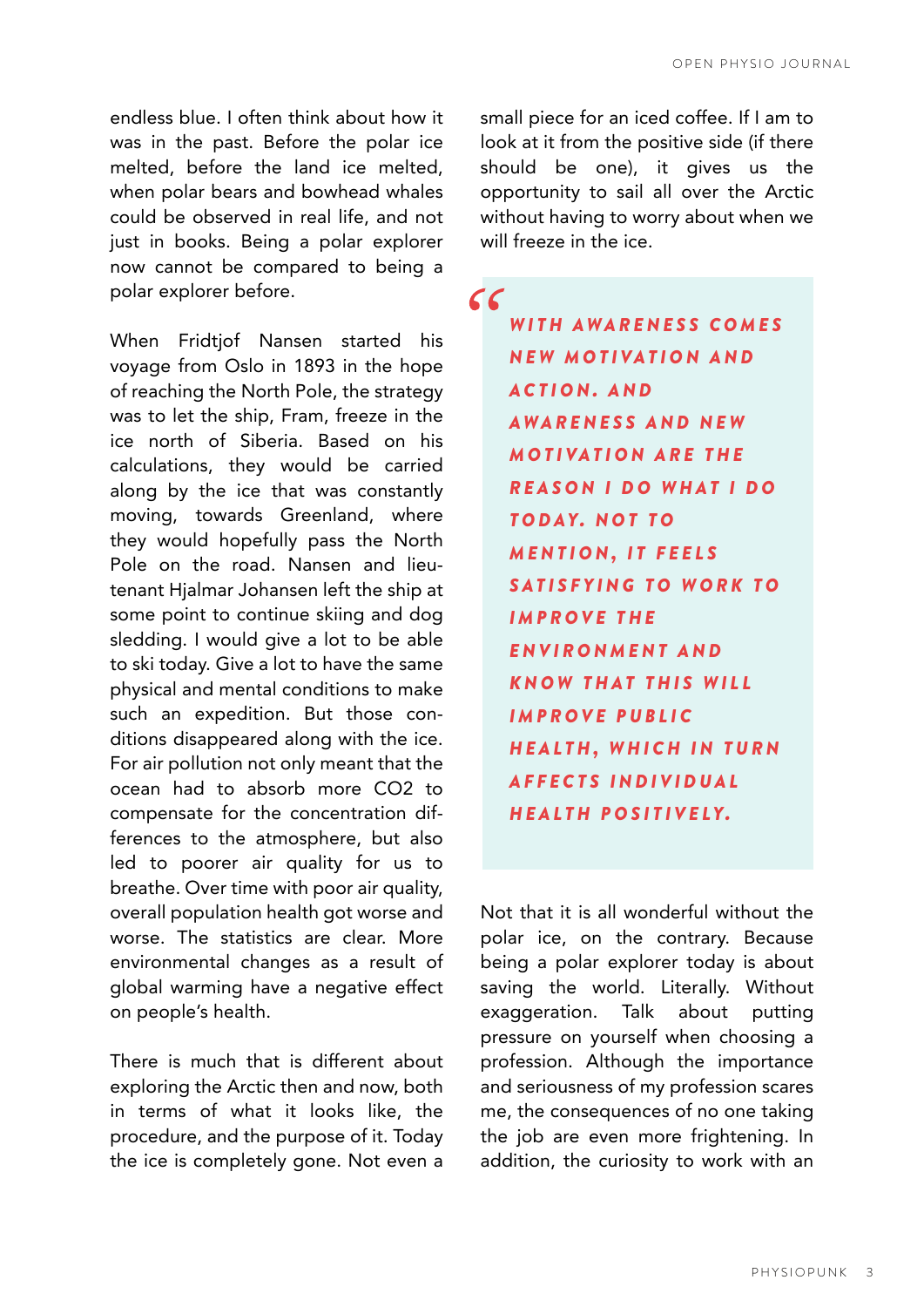endless blue. I often think about how it was in the past. Before the polar ice melted, before the land ice melted, when polar bears and bowhead whales could be observed in real life, and not just in books. Being a polar explorer now cannot be compared to being a polar explorer before.

When Fridtjof Nansen started his voyage from Oslo in 1893 in the hope of reaching the North Pole, the strategy was to let the ship, Fram, freeze in the ice north of Siberia. Based on his calculations, they would be carried along by the ice that was constantly moving, towards Greenland, where they would hopefully pass the North Pole on the road. Nansen and lieutenant Hjalmar Johansen left the ship at some point to continue skiing and dog sledding. I would give a lot to be able to ski today. Give a lot to have the same physical and mental conditions to make such an expedition. But those conditions disappeared along with the ice. For air pollution not only meant that the ocean had to absorb more $CO_2$ to compensate for the concentration differences to the atmosphere, but also led to poorer air quality for us to breathe. Over time with poor air quality, overall population health got worse and worse. The statistics are clear. More environmental changes as a result of global warming have a negative effect on people's health.

There is much that is different about exploring the Arctic then and now, both in terms of what it looks like, the procedure, and the purpose of it. Today the ice is completely gone. Not even a small piece for an iced coffee. If I am to look at it from the positive side (if there should be one), it gives us the opportunity to sail all over the Arctic without having to worry about when we will freeze in the ice.

> ***"WITH AWARENESS COMES NEW MOTIVATION AND ACTION. AND AWARENESS AND NEW MOTIVATION ARE THE REASON I DO WHAT I DO TODAY. NOT TO MENTION, IT FEELS SATISFYING TO WORK TO IMPROVE THE ENVIRONMENT AND KNOW THAT THIS WILL IMPROVE PUBLIC HEALTH, WHICH IN TURN AFFECTS INDIVIDUAL HEALTH POSITIVELY.***

Not that it is all wonderful without the polar ice, on the contrary. Because being a polar explorer today is about saving the world. Literally. Without exaggeration. Talk about putting pressure on yourself when choosing a profession. Although the importance and seriousness of my profession scares me, the consequences of no one taking the job are even more frightening. In addition, the curiosity to work with an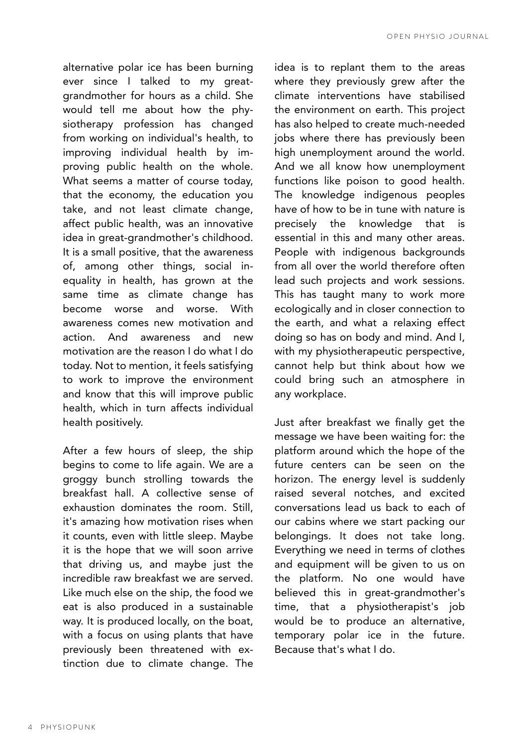alternative polar ice has been burning ever since I talked to my great-grandmother for hours as a child. She would tell me about how the physiotherapy profession has changed from working on individual's health, to improving individual health by improving public health on the whole. What seems a matter of course today, that the economy, the education you take, and not least climate change, affect public health, was an innovative idea in great-grandmother's childhood. It is a small positive, that the awareness of, among other things, social inequality in health, has grown at the same time as climate change has become worse and worse. With awareness comes new motivation and action. And awareness and new motivation are the reason I do what I do today. Not to mention, it feels satisfying to work to improve the environment and know that this will improve public health, which in turn affects individual health positively.

After a few hours of sleep, the ship begins to come to life again. We are a groggy bunch strolling towards the breakfast hall. A collective sense of exhaustion dominates the room. Still, it's amazing how motivation rises when it counts, even with little sleep. Maybe it is the hope that we will soon arrive that driving us, and maybe just the incredible raw breakfast we are served. Like much else on the ship, the food we eat is also produced in a sustainable way. It is produced locally, on the boat, with a focus on using plants that have previously been threatened with extinction due to climate change. The idea is to replant them to the areas where they previously grew after the climate interventions have stabilised the environment on earth. This project has also helped to create much-needed jobs where there has previously been high unemployment around the world. And we all know how unemployment functions like poison to good health. The knowledge indigenous peoples have of how to be in tune with nature is precisely the knowledge that is essential in this and many other areas. People with indigenous backgrounds from all over the world therefore often lead such projects and work sessions. This has taught many to work more ecologically and in closer connection to the earth, and what a relaxing effect doing so has on body and mind. And I, with my physiotherapeutic perspective, cannot help but think about how we could bring such an atmosphere in any workplace.

Just after breakfast we finally get the message we have been waiting for: the platform around which the hope of the future centers can be seen on the horizon. The energy level is suddenly raised several notches, and excited conversations lead us back to each of our cabins where we start packing our belongings. It does not take long. Everything we need in terms of clothes and equipment will be given to us on the platform. No one would have believed this in great-grandmother's time, that a physiotherapist's job would be to produce an alternative, temporary polar ice in the future. Because that's what I do.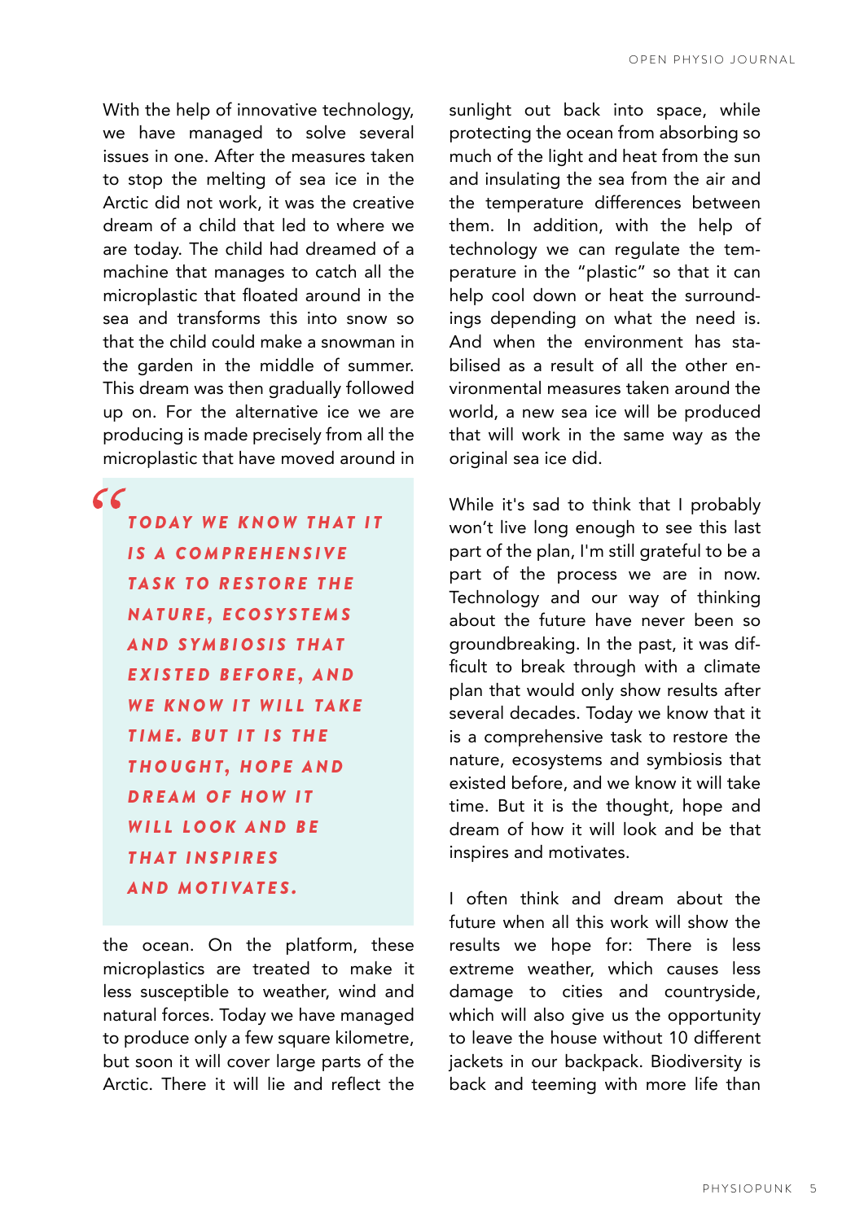With the help of innovative technology, we have managed to solve several issues in one. After the measures taken to stop the melting of sea ice in the Arctic did not work, it was the creative dream of a child that led to where we are today. The child had dreamed of a machine that manages to catch all the microplastic that floated around in the sea and transforms this into snow so that the child could make a snowman in the garden in the middle of summer. This dream was then gradually followed up on. For the alternative ice we are producing is made precisely from all the microplastic that have moved around in the ocean. On the platform, these microplastics are treated to make it less susceptible to weather, wind and natural forces. Today we have managed to produce only a few square kilometre, but soon it will cover large parts of the Arctic. There it will lie and reflect the sunlight out back into space, while protecting the ocean from absorbing so much of the light and heat from the sun and insulating the sea from the air and the temperature differences between them. In addition, with the help of technology we can regulate the temperature in the "plastic" so that it can help cool down or heat the surroundings depending on what the need is. And when the environment has stabilised as a result of all the other environmental measures taken around the world, a new sea ice will be produced that will work in the same way as the original sea ice did.

> *"TODAY WE KNOW THAT IT IS A COMPREHENSIVE TASK TO RESTORE THE NATURE, ECOSYSTEMS AND SYMBIOSIS THAT EXISTED BEFORE, AND WE KNOW IT WILL TAKE TIME. BUT IT IS THE THOUGHT, HOPE AND DREAM OF HOW IT WILL LOOK AND BE THAT INSPIRES AND MOTIVATES.*

While it's sad to think that I probably won't live long enough to see this last part of the plan, I'm still grateful to be a part of the process we are in now. Technology and our way of thinking about the future have never been so groundbreaking. In the past, it was difficult to break through with a climate plan that would only show results after several decades. Today we know that it is a comprehensive task to restore the nature, ecosystems and symbiosis that existed before, and we know it will take time. But it is the thought, hope and dream of how it will look and be that inspires and motivates.

I often think and dream about the future when all this work will show the results we hope for: There is less extreme weather, which causes less damage to cities and countryside, which will also give us the opportunity to leave the house without 10 different jackets in our backpack. Biodiversity is back and teeming with more life than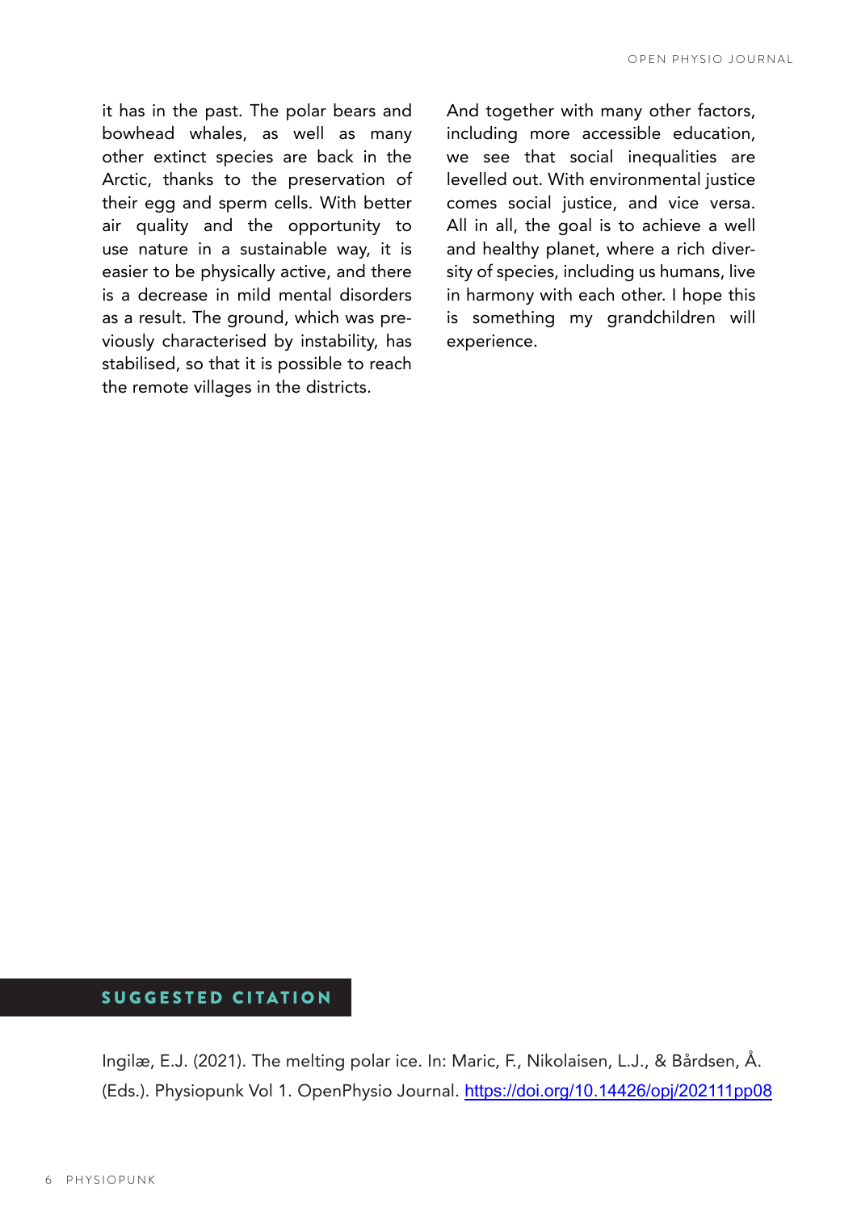it has in the past. The polar bears and bowhead whales, as well as many other extinct species are back in the Arctic, thanks to the preservation of their egg and sperm cells. With better air quality and the opportunity to use nature in a sustainable way, it is easier to be physically active, and there is a decrease in mild mental disorders as a result. The ground, which was previously characterised by instability, has stabilised, so that it is possible to reach the remote villages in the districts.

And together with many other factors, including more accessible education, we see that social inequalities are levelled out. With environmental justice comes social justice, and vice versa. All in all, the goal is to achieve a well and healthy planet, where a rich diversity of species, including us humans, live in harmony with each other. I hope this is something my grandchildren will experience.

## SUGGESTED CITATION

Ingilæ, E.J. (2021). The melting polar ice. In: Maric, F., Nikolaisen, L.J., & Bårdsen, Å. (Eds.). Physiopunk Vol 1. OpenPhysio Journal. https://doi.org/10.14426/opj/202111pp08